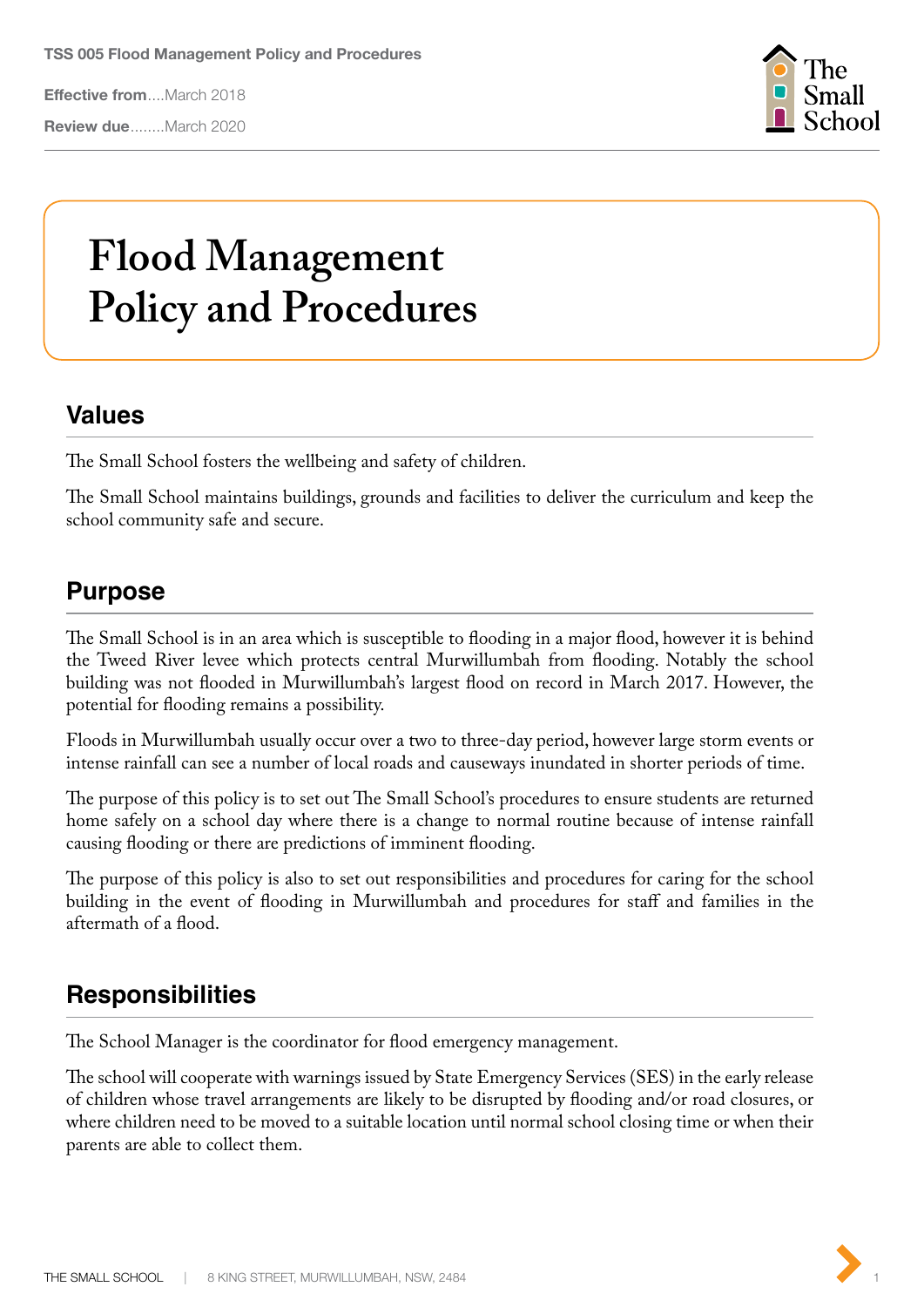**TSS 005 Flood Management Policy and Procedures**

**Effective from**....March 2018

**Review due**........March 2020

# Flood Management Policy and Procedures

## Values

The Small School fosters the wellbeing and safety of children.

The Small School maintains buildings, grounds and facilities to deliver the curriculum and keep the school community safe and secure.

## Purpose

The Small School is in an area which is susceptible to flooding in a major flood, however it is behind the Tweed River levee which protects central Murwillumbah from flooding. Notably the school building was not flooded in Murwillumbah's largest flood on record in March 2017. However, the potential for flooding remains a possibility.

Floods in Murwillumbah usually occur over a two to three-day period, however large storm events or intense rainfall can see a number of local roads and causeways inundated in shorter periods of time.

The purpose of this policy is to set out The Small School's procedures to ensure students are returned home safely on a school day where there is a change to normal routine because of intense rainfall causing flooding or there are predictions of imminent flooding.

The purpose of this policy is also to set out responsibilities and procedures for caring for the school building in the event of flooding in Murwillumbah and procedures for staff and families in the aftermath of a flood.

## Responsibilities

The School Manager is the coordinator for flood emergency management.

The school will cooperate with warnings issued by State Emergency Services (SES) in the early release of children whose travel arrangements are likely to be disrupted by flooding and/or road closures, or where children need to be moved to a suitable location until normal school closing time or when their parents are able to collect them.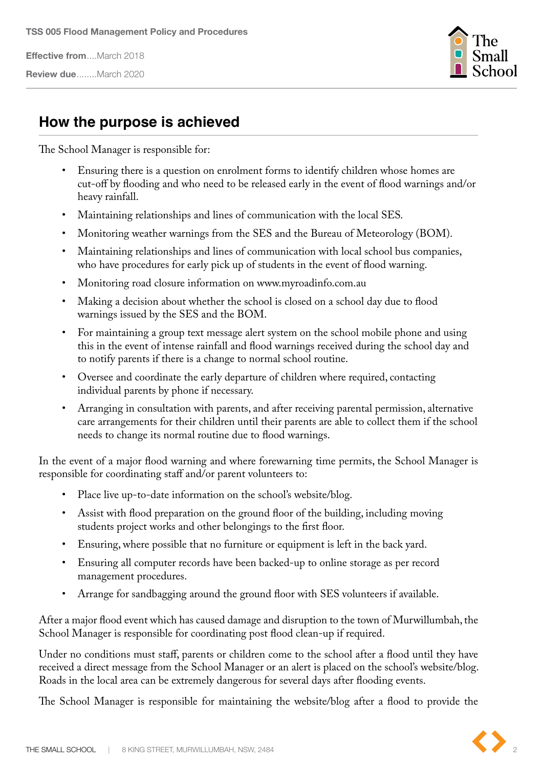## How the purpose is achieved

The School Manager is responsible for:

- Ensuring there is a question on enrolment forms to identify children whose homes are cut-off by flooding and who need to be released early in the event of flood warnings and/or heavy rainfall.
- Maintaining relationships and lines of communication with the local SES.
- Monitoring weather warnings from the SES and the Bureau of Meteorology (BOM).
- Maintaining relationships and lines of communication with local school bus companies, who have procedures for early pick up of students in the event of flood warning.
- Monitoring road closure information on www.myroadinfo.com.au
- Making a decision about whether the school is closed on a school day due to flood warnings issued by the SES and the BOM.
- For maintaining a group text message alert system on the school mobile phone and using this in the event of intense rainfall and flood warnings received during the school day and to notify parents if there is a change to normal school routine.
- Oversee and coordinate the early departure of children where required, contacting individual parents by phone if necessary.
- Arranging in consultation with parents, and after receiving parental permission, alternative care arrangements for their children until their parents are able to collect them if the school needs to change its normal routine due to flood warnings.

In the event of a major flood warning and where forewarning time permits, the School Manager is responsible for coordinating staff and/or parent volunteers to:

- Place live up-to-date information on the school's website/blog.
- Assist with flood preparation on the ground floor of the building, including moving students project works and other belongings to the first floor.
- Ensuring, where possible that no furniture or equipment is left in the back yard.
- Ensuring all computer records have been backed-up to online storage as per record management procedures.
- Arrange for sandbagging around the ground floor with SES volunteers if available.

After a major flood event which has caused damage and disruption to the town of Murwillumbah, the School Manager is responsible for coordinating post flood clean-up if required.

Under no conditions must staff, parents or children come to the school after a flood until they have received a direct message from the School Manager or an alert is placed on the school's website/blog. Roads in the local area can be extremely dangerous for several days after flooding events.

The School Manager is responsible for maintaining the website/blog after a flood to provide the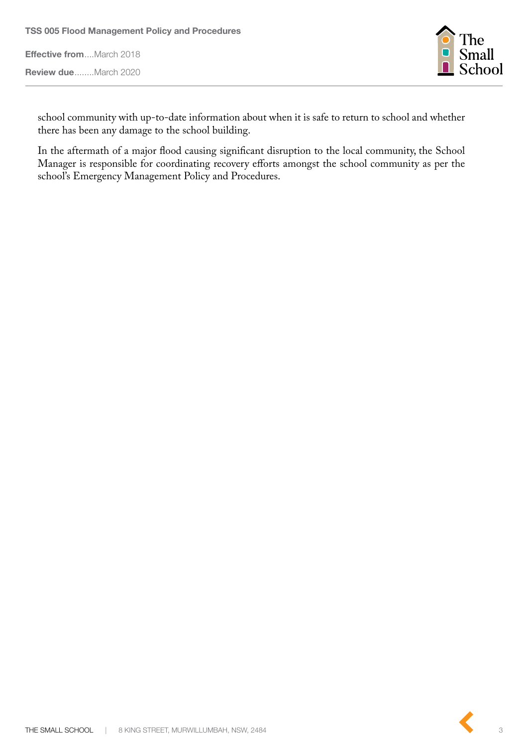school community with up-to-date information about when it is safe to return to school and whether there has been any damage to the school building.

In the aftermath of a major flood causing significant disruption to the local community, the School Manager is responsible for coordinating recovery efforts amongst the school community as per the school's Emergency Management Policy and Procedures.